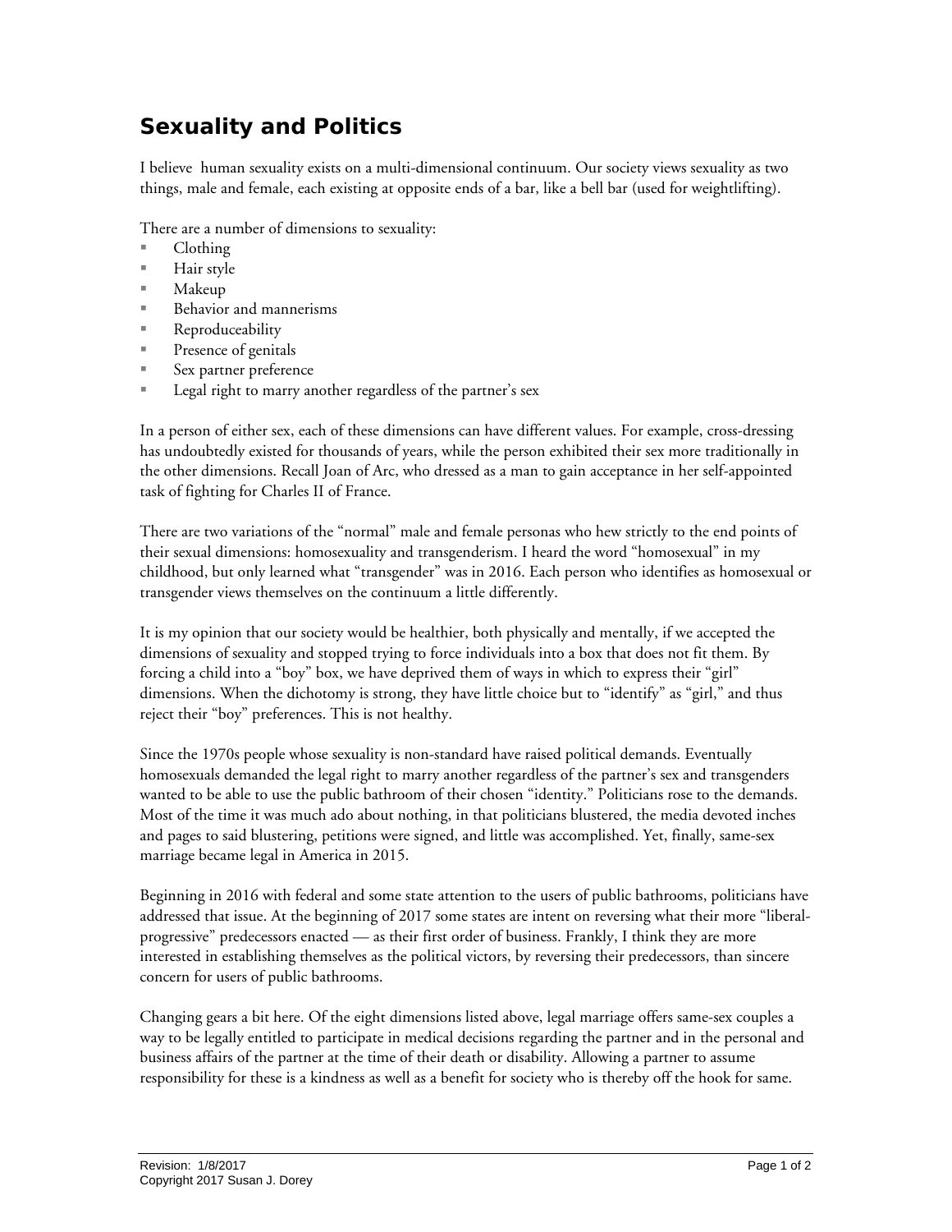# Sexuality and Politics

I believe human sexuality exists on a multi-dimensional continuum. Our society views sexuality as two things, male and female, each existing at opposite ends of a bar, like a bell bar (used for weightlifting).

There are a number of dimensions to sexuality:

- Clothing
- Hair style
- Makeup
- Behavior and mannerisms
- Reproduceability
- Presence of genitals
- Sex partner preference
- Legal right to marry another regardless of the partner's sex

In a person of either sex, each of these dimensions can have different values. For example, cross-dressing has undoubtedly existed for thousands of years, while the person exhibited their sex more traditionally in the other dimensions. Recall Joan of Arc, who dressed as a man to gain acceptance in her self-appointed task of fighting for Charles II of France.

There are two variations of the "normal" male and female personas who hew strictly to the end points of their sexual dimensions: homosexuality and transgenderism. I heard the word "homosexual" in my childhood, but only learned what "transgender" was in 2016. Each person who identifies as homosexual or transgender views themselves on the continuum a little differently.

It is my opinion that our society would be healthier, both physically and mentally, if we accepted the dimensions of sexuality and stopped trying to force individuals into a box that does not fit them. By forcing a child into a "boy" box, we have deprived them of ways in which to express their "girl" dimensions. When the dichotomy is strong, they have little choice but to "identify" as "girl," and thus reject their "boy" preferences. This is not healthy.

Since the 1970s people whose sexuality is non-standard have raised political demands. Eventually homosexuals demanded the legal right to marry another regardless of the partner's sex and transgenders wanted to be able to use the public bathroom of their chosen "identity." Politicians rose to the demands. Most of the time it was much ado about nothing, in that politicians blustered, the media devoted inches and pages to said blustering, petitions were signed, and little was accomplished. Yet, finally, same-sex marriage became legal in America in 2015.

Beginning in 2016 with federal and some state attention to the users of public bathrooms, politicians have addressed that issue. At the beginning of 2017 some states are intent on reversing what their more "liberal-progressive" predecessors enacted — as their first order of business. Frankly, I think they are more interested in establishing themselves as the political victors, by reversing their predecessors, than sincere concern for users of public bathrooms.

Changing gears a bit here. Of the eight dimensions listed above, legal marriage offers same-sex couples a way to be legally entitled to participate in medical decisions regarding the partner and in the personal and business affairs of the partner at the time of their death or disability. Allowing a partner to assume responsibility for these is a kindness as well as a benefit for society who is thereby off the hook for same.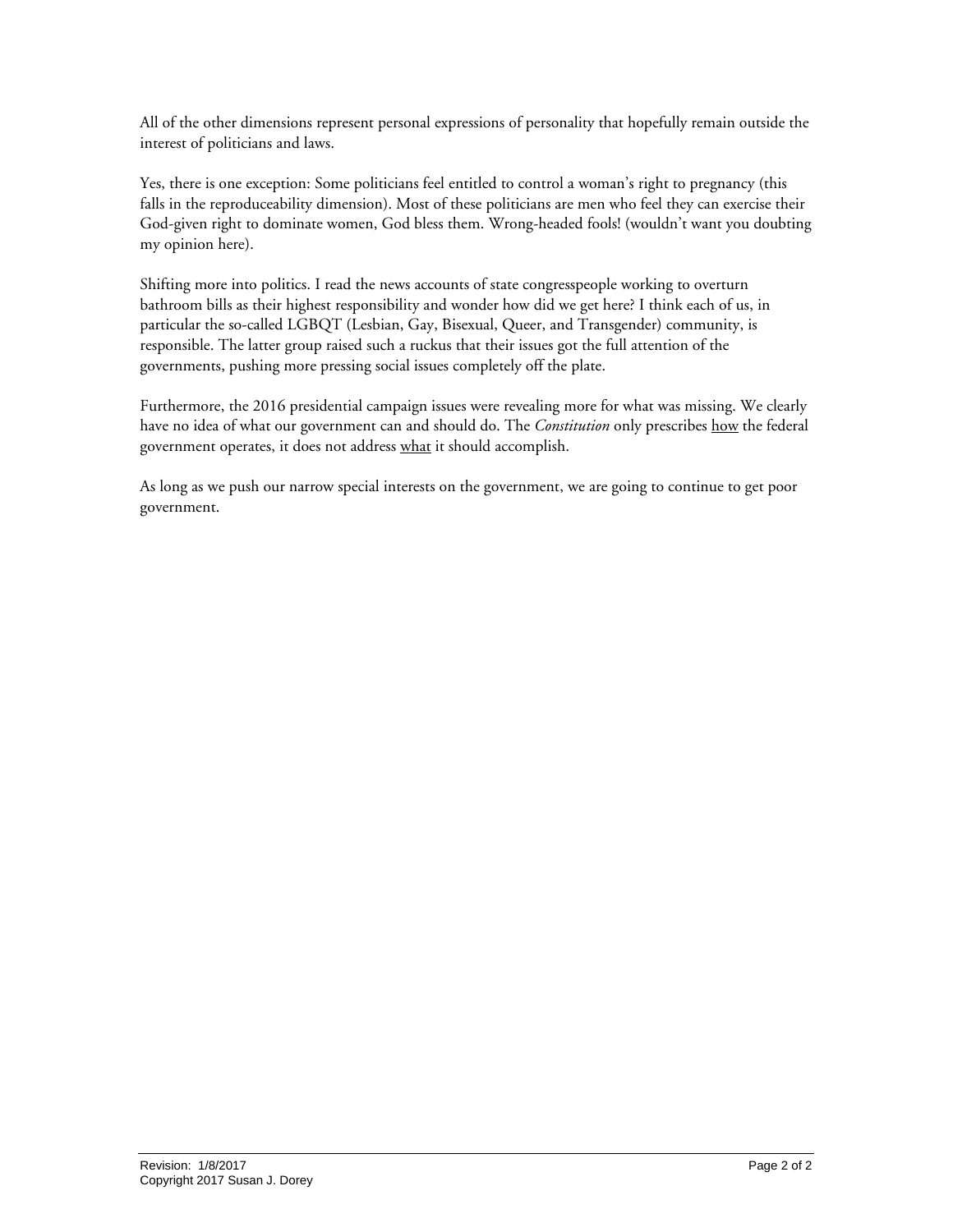All of the other dimensions represent personal expressions of personality that hopefully remain outside the interest of politicians and laws.

Yes, there is one exception: Some politicians feel entitled to control a woman's right to pregnancy (this falls in the reproduceability dimension). Most of these politicians are men who feel they can exercise their God-given right to dominate women, God bless them. Wrong-headed fools! (wouldn't want you doubting my opinion here).

Shifting more into politics. I read the news accounts of state congresspeople working to overturn bathroom bills as their highest responsibility and wonder how did we get here? I think each of us, in particular the so-called LGBQT (Lesbian, Gay, Bisexual, Queer, and Transgender) community, is responsible. The latter group raised such a ruckus that their issues got the full attention of the governments, pushing more pressing social issues completely off the plate.

Furthermore, the 2016 presidential campaign issues were revealing more for what was missing. We clearly have no idea of what our government can and should do. The *Constitution* only prescribes <u>how</u> the federal government operates, it does not address <u>what</u> it should accomplish.

As long as we push our narrow special interests on the government, we are going to continue to get poor government.

Revision: 1/8/2017
Copyright 2017 Susan J. Dorey